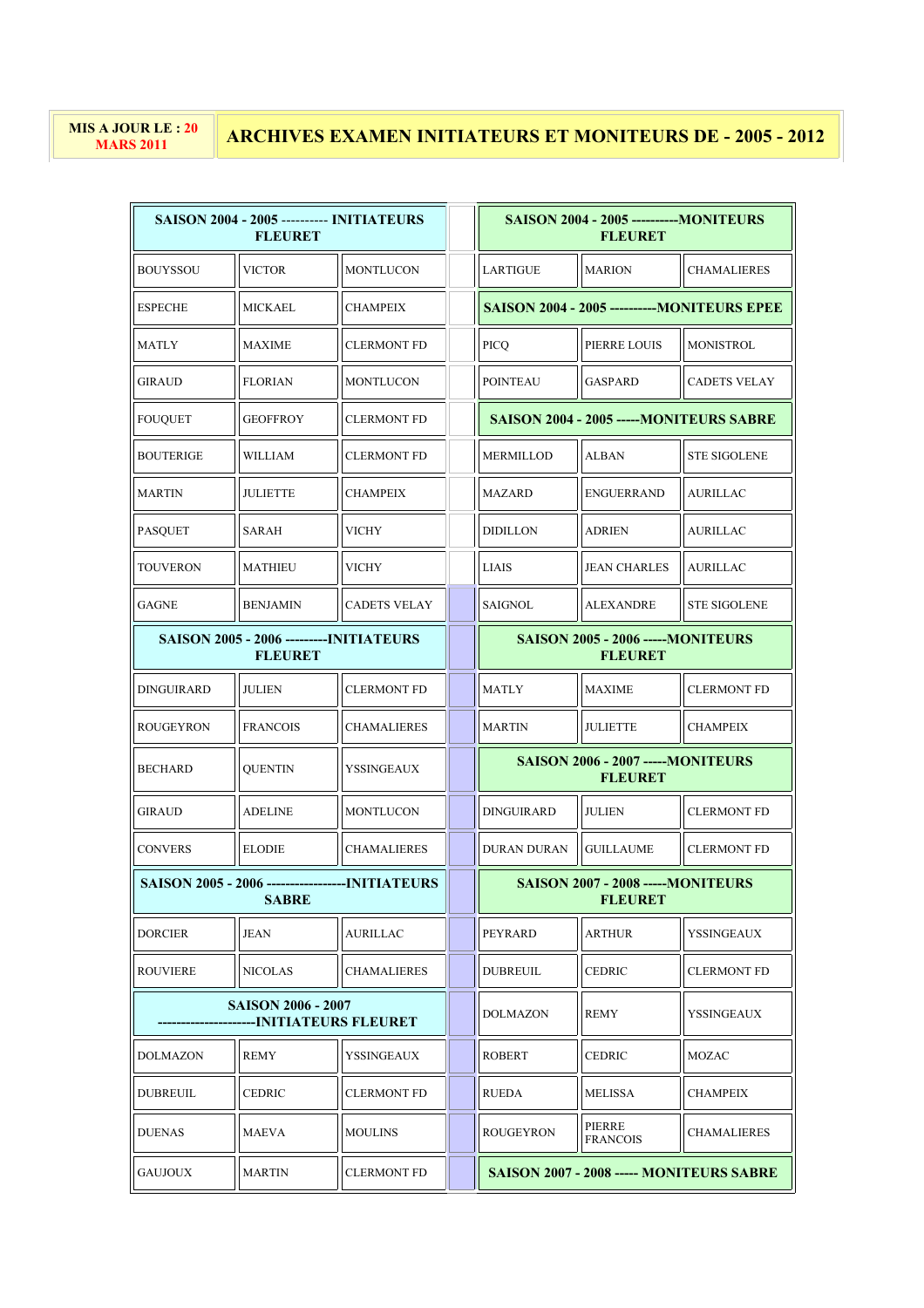MIS A JOUR LE : 20 MARS 2011

# ARCHIVES EXAMEN INITIATEURS ET MONITEURS DE - 2005 - 2012

| SAISON 2004 - 2005 ---------- INITIATEURS FLEURET | | |
|---|---|---|
| BOUYSSOU | VICTOR | MONTLUCON |
| ESPECHE | MICKAEL | CHAMPEIX |
| MATLY | MAXIME | CLERMONT FD |
| GIRAUD | FLORIAN | MONTLUCON |
| FOUQUET | GEOFFROY | CLERMONT FD |
| BOUTERIGE | WILLIAM | CLERMONT FD |
| MARTIN | JULIETTE | CHAMPEIX |
| PASQUET | SARAH | VICHY |
| TOUVERON | MATHIEU | VICHY |
| GAGNE | BENJAMIN | CADETS VELAY |
| **SAISON 2005 - 2006 ---------INITIATEURS FLEURET** | | |
| DINGUIRARD | JULIEN | CLERMONT FD |
| ROUGEYRON | FRANCOIS | CHAMALIERES |
| BECHARD | QUENTIN | YSSINGEAUX |
| GIRAUD | ADELINE | MONTLUCON |
| CONVERS | ELODIE | CHAMALIERES |
| **SAISON 2005 - 2006 -----------------INITIATEURS SABRE** | | |
| DORCIER | JEAN | AURILLAC |
| ROUVIERE | NICOLAS | CHAMALIERES |
| **SAISON 2006 - 2007 ---------------------INITIATEURS FLEURET** | | |
| DOLMAZON | REMY | YSSINGEAUX |
| DUBREUIL | CEDRIC | CLERMONT FD |
| DUENAS | MAEVA | MOULINS |
| GAUJOUX | MARTIN | CLERMONT FD |

| SAISON 2004 - 2005 ----------MONITEURS FLEURET | | |
|---|---|---|
| LARTIGUE | MARION | CHAMALIERES |
| **SAISON 2004 - 2005 ----------MONITEURS EPEE** | | |
| PICQ | PIERRE LOUIS | MONISTROL |
| POINTEAU | GASPARD | CADETS VELAY |
| **SAISON 2004 - 2005 -----MONITEURS SABRE** | | |
| MERMILLOD | ALBAN | STE SIGOLENE |
| MAZARD | ENGUERRAND | AURILLAC |
| DIDILLON | ADRIEN | AURILLAC |
| LIAIS | JEAN CHARLES | AURILLAC |
| SAIGNOL | ALEXANDRE | STE SIGOLENE |
| **SAISON 2005 - 2006 -----MONITEURS FLEURET** | | |
| MATLY | MAXIME | CLERMONT FD |
| MARTIN | JULIETTE | CHAMPEIX |
| **SAISON 2006 - 2007 -----MONITEURS FLEURET** | | |
| DINGUIRARD | JULIEN | CLERMONT FD |
| DURAN DURAN | GUILLAUME | CLERMONT FD |
| **SAISON 2007 - 2008 -----MONITEURS FLEURET** | | |
| PEYRARD | ARTHUR | YSSINGEAUX |
| DUBREUIL | CEDRIC | CLERMONT FD |
| DOLMAZON | REMY | YSSINGEAUX |
| ROBERT | CEDRIC | MOZAC |
| RUEDA | MELISSA | CHAMPEIX |
| ROUGEYRON | PIERRE FRANCOIS | CHAMALIERES |
| **SAISON 2007 - 2008 ----- MONITEURS SABRE** | | |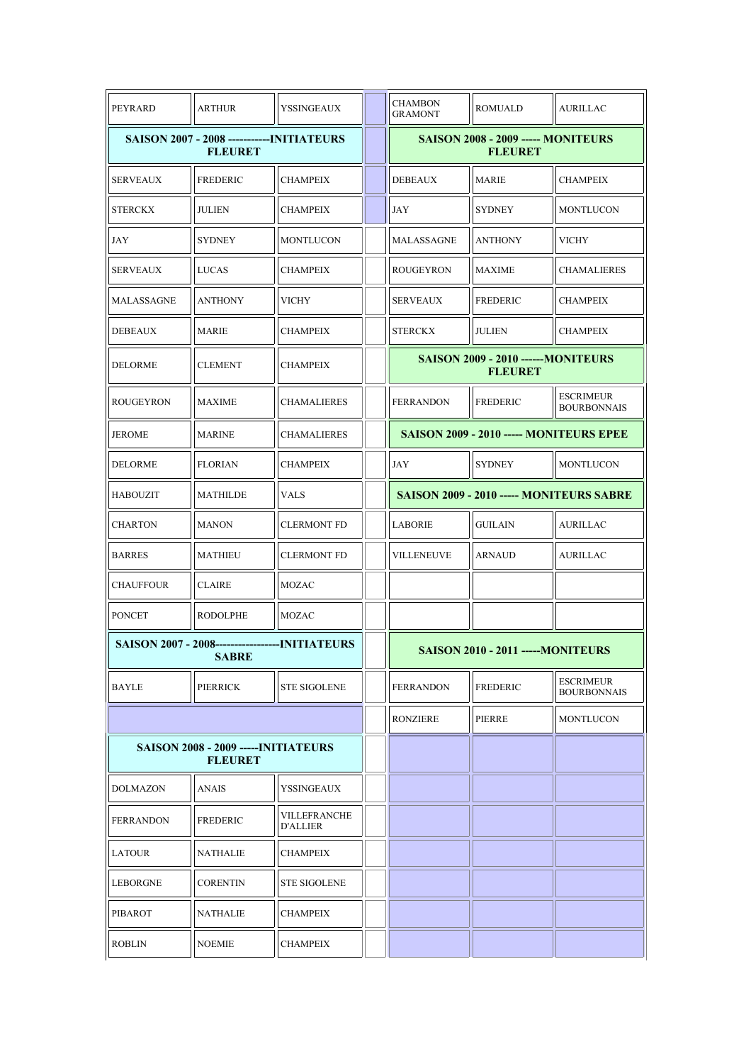| | | | | | | |
|---|---|---|---|---|---|---|
| PEYRARD | ARTHUR | YSSINGEAUX | | CHAMBON GRAMONT | ROMUALD | AURILLAC |
| **SAISON 2007 - 2008 ------------INITIATEURS FLEURET** | | | | **SAISON 2008 - 2009 ----- MONITEURS FLEURET** | | |
| SERVEAUX | FREDERIC | CHAMPEIX | | DEBEAUX | MARIE | CHAMPEIX |
| STERCKX | JULIEN | CHAMPEIX | | JAY | SYDNEY | MONTLUCON |
| JAY | SYDNEY | MONTLUCON | | MALASSAGNE | ANTHONY | VICHY |
| SERVEAUX | LUCAS | CHAMPEIX | | ROUGEYRON | MAXIME | CHAMALIERES |
| MALASSAGNE | ANTHONY | VICHY | | SERVEAUX | FREDERIC | CHAMPEIX |
| DEBEAUX | MARIE | CHAMPEIX | | STERCKX | JULIEN | CHAMPEIX |
| DELORME | CLEMENT | CHAMPEIX | | **SAISON 2009 - 2010 ------MONITEURS FLEURET** | | |
| ROUGEYRON | MAXIME | CHAMALIERES | | FERRANDON | FREDERIC | ESCRIMEUR BOURBONNAIS |
| JEROME | MARINE | CHAMALIERES | | **SAISON 2009 - 2010 ----- MONITEURS EPEE** | | |
| DELORME | FLORIAN | CHAMPEIX | | JAY | SYDNEY | MONTLUCON |
| HABOUZIT | MATHILDE | VALS | | **SAISON 2009 - 2010 ----- MONITEURS SABRE** | | |
| CHARTON | MANON | CLERMONT FD | | LABORIE | GUILAIN | AURILLAC |
| BARRES | MATHIEU | CLERMONT FD | | VILLENEUVE | ARNAUD | AURILLAC |
| CHAUFFOUR | CLAIRE | MOZAC | | | | |
| PONCET | RODOLPHE | MOZAC | | | | |
| **SAISON 2007 - 2008-----------------INITIATEURS SABRE** | | | | **SAISON 2010 - 2011 -----MONITEURS** | | |
| BAYLE | PIERRICK | STE SIGOLENE | | FERRANDON | FREDERIC | ESCRIMEUR BOURBONNAIS |
| | | | | RONZIERE | PIERRE | MONTLUCON |
| **SAISON 2008 - 2009 -----INITIATEURS FLEURET** | | | | | | |
| DOLMAZON | ANAIS | YSSINGEAUX | | | | |
| FERRANDON | FREDERIC | VILLEFRANCHE D'ALLIER | | | | |
| LATOUR | NATHALIE | CHAMPEIX | | | | |
| LEBORGNE | CORENTIN | STE SIGOLENE | | | | |
| PIBAROT | NATHALIE | CHAMPEIX | | | | |
| ROBLIN | NOEMIE | CHAMPEIX | | | | |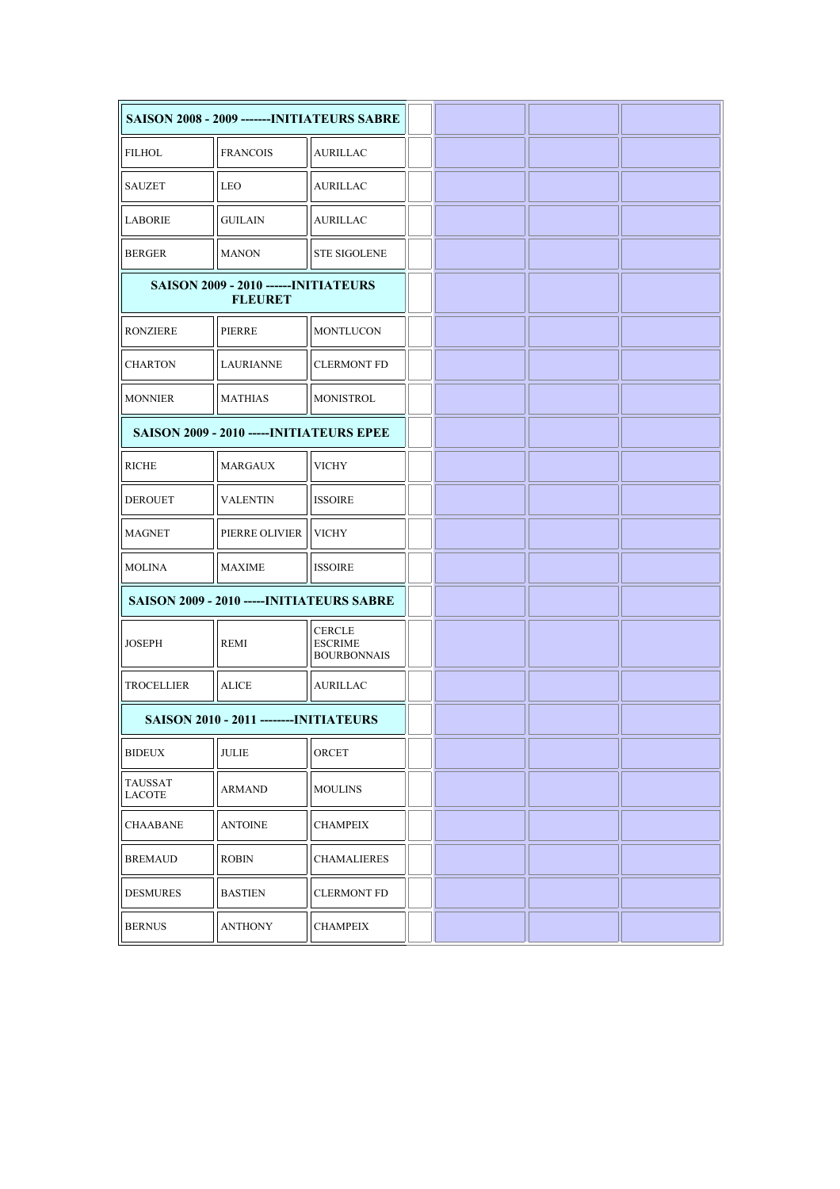| | | | | | | |
|---|---|---|---|---|---|---|
| **SAISON 2008 - 2009 -------INITIATEURS SABRE** | | | | | | |
| FILHOL | FRANCOIS | AURILLAC | | | | |
| SAUZET | LEO | AURILLAC | | | | |
| LABORIE | GUILAIN | AURILLAC | | | | |
| BERGER | MANON | STE SIGOLENE | | | | |
| **SAISON 2009 - 2010 ------INITIATEURS FLEURET** | | | | | | |
| RONZIERE | PIERRE | MONTLUCON | | | | |
| CHARTON | LAURIANNE | CLERMONT FD | | | | |
| MONNIER | MATHIAS | MONISTROL | | | | |
| **SAISON 2009 - 2010 -----INITIATEURS EPEE** | | | | | | |
| RICHE | MARGAUX | VICHY | | | | |
| DEROUET | VALENTIN | ISSOIRE | | | | |
| MAGNET | PIERRE OLIVIER | VICHY | | | | |
| MOLINA | MAXIME | ISSOIRE | | | | |
| **SAISON 2009 - 2010 -----INITIATEURS SABRE** | | | | | | |
| JOSEPH | REMI | CERCLE ESCRIME BOURBONNAIS | | | | |
| TROCELLIER | ALICE | AURILLAC | | | | |
| **SAISON 2010 - 2011 --------INITIATEURS** | | | | | | |
| BIDEUX | JULIE | ORCET | | | | |
| TAUSSAT LACOTE | ARMAND | MOULINS | | | | |
| CHAABANE | ANTOINE | CHAMPEIX | | | | |
| BREMAUD | ROBIN | CHAMALIERES | | | | |
| DESMURES | BASTIEN | CLERMONT FD | | | | |
| BERNUS | ANTHONY | CHAMPEIX | | | | |